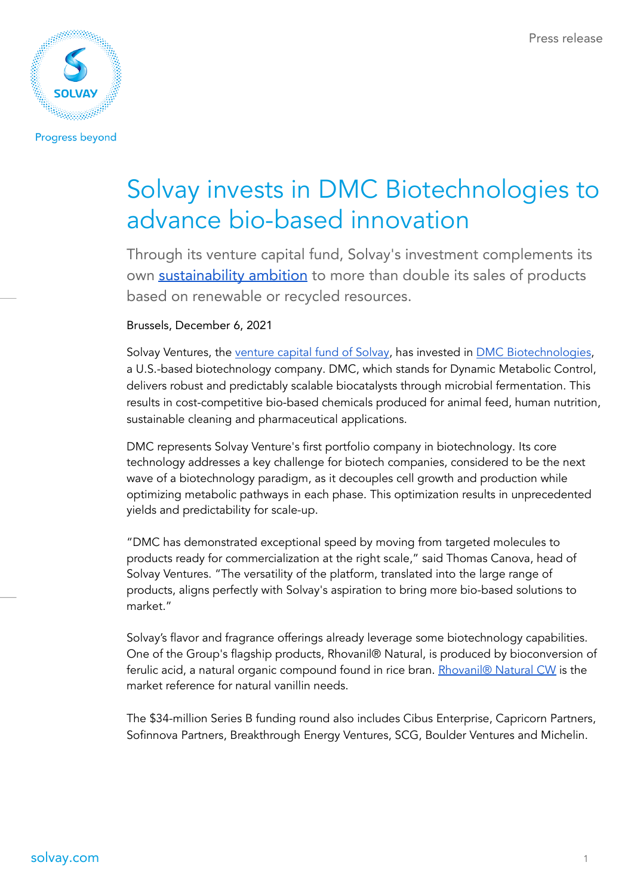Press release

# Solvay invests in DMC Biotechnologies to advance bio-based innovation

Through its venture capital fund, Solvay's investment complements its own sustainability ambition to more than double its sales of products based on renewable or recycled resources.

Brussels, December 6, 2021

Solvay Ventures, the venture capital fund of Solvay, has invested in DMC Biotechnologies, a U.S.-based biotechnology company. DMC, which stands for Dynamic Metabolic Control, delivers robust and predictably scalable biocatalysts through microbial fermentation. This results in cost-competitive bio-based chemicals produced for animal feed, human nutrition, sustainable cleaning and pharmaceutical applications.

DMC represents Solvay Venture's first portfolio company in biotechnology. Its core technology addresses a key challenge for biotech companies, considered to be the next wave of a biotechnology paradigm, as it decouples cell growth and production while optimizing metabolic pathways in each phase. This optimization results in unprecedented yields and predictability for scale-up.

"DMC has demonstrated exceptional speed by moving from targeted molecules to products ready for commercialization at the right scale," said Thomas Canova, head of Solvay Ventures. "The versatility of the platform, translated into the large range of products, aligns perfectly with Solvay's aspiration to bring more bio-based solutions to market."

Solvay's flavor and fragrance offerings already leverage some biotechnology capabilities. One of the Group's flagship products, Rhovanil® Natural, is produced by bioconversion of ferulic acid, a natural organic compound found in rice bran. Rhovanil® Natural CW is the market reference for natural vanillin needs.

The $34-million Series B funding round also includes Cibus Enterprise, Capricorn Partners, Sofinnova Partners, Breakthrough Energy Ventures, SCG, Boulder Ventures and Michelin.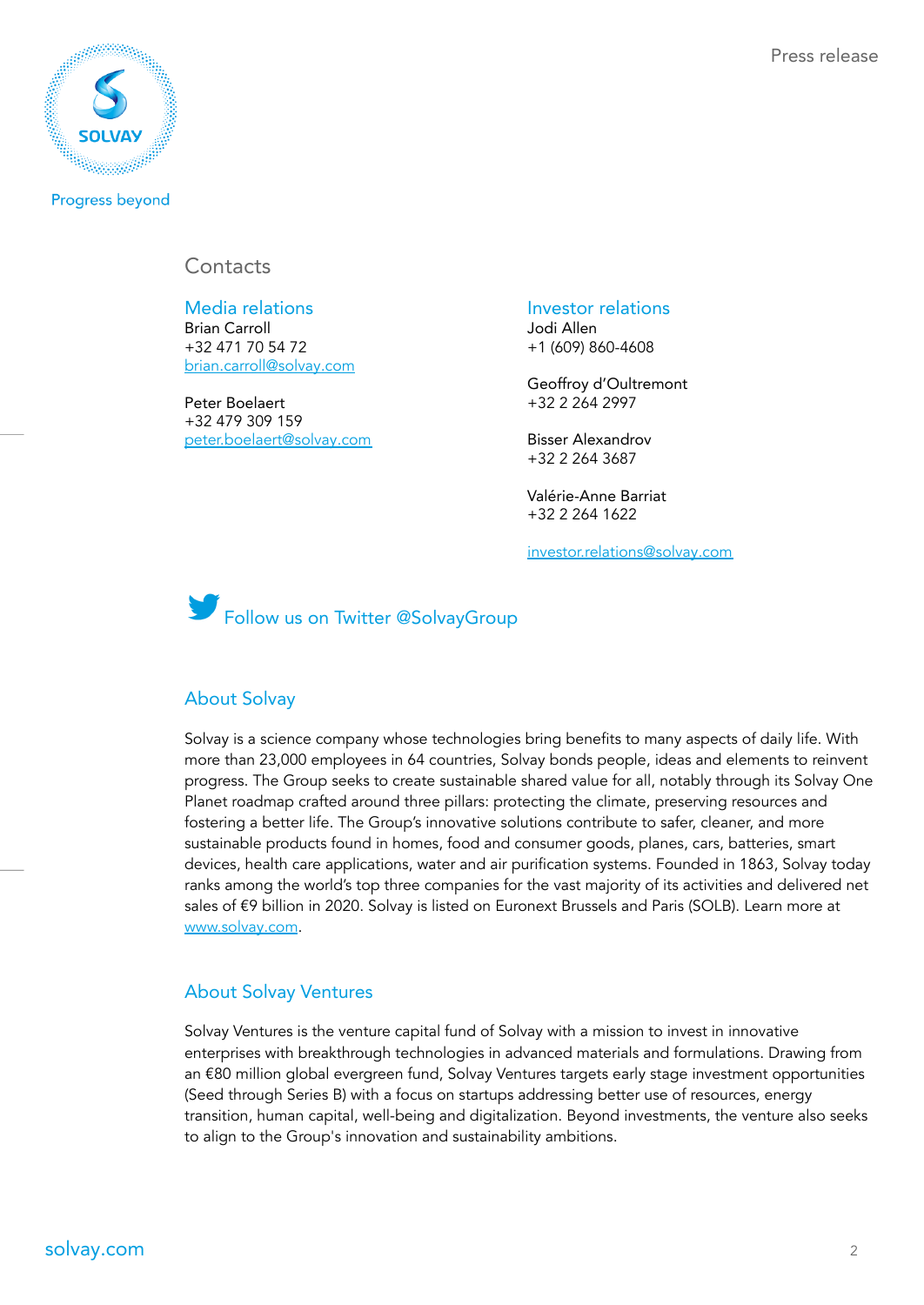## Contacts

### Media relations

Brian Carroll
+32 471 70 54 72
brian.carroll@solvay.com

Peter Boelaert
+32 479 309 159
peter.boelaert@solvay.com

### Investor relations

Jodi Allen
+1 (609) 860-4608

Geoffroy d'Oultremont
+32 2 264 2997

Bisser Alexandrov
+32 2 264 3687

Valérie-Anne Barriat
+32 2 264 1622

investor.relations@solvay.com

Follow us on Twitter @SolvayGroup

## About Solvay

Solvay is a science company whose technologies bring benefits to many aspects of daily life. With more than 23,000 employees in 64 countries, Solvay bonds people, ideas and elements to reinvent progress. The Group seeks to create sustainable shared value for all, notably through its Solvay One Planet roadmap crafted around three pillars: protecting the climate, preserving resources and fostering a better life. The Group's innovative solutions contribute to safer, cleaner, and more sustainable products found in homes, food and consumer goods, planes, cars, batteries, smart devices, health care applications, water and air purification systems. Founded in 1863, Solvay today ranks among the world's top three companies for the vast majority of its activities and delivered net sales of €9 billion in 2020. Solvay is listed on Euronext Brussels and Paris (SOLB). Learn more at www.solvay.com.

## About Solvay Ventures

Solvay Ventures is the venture capital fund of Solvay with a mission to invest in innovative enterprises with breakthrough technologies in advanced materials and formulations. Drawing from an €80 million global evergreen fund, Solvay Ventures targets early stage investment opportunities (Seed through Series B) with a focus on startups addressing better use of resources, energy transition, human capital, well-being and digitalization. Beyond investments, the venture also seeks to align to the Group's innovation and sustainability ambitions.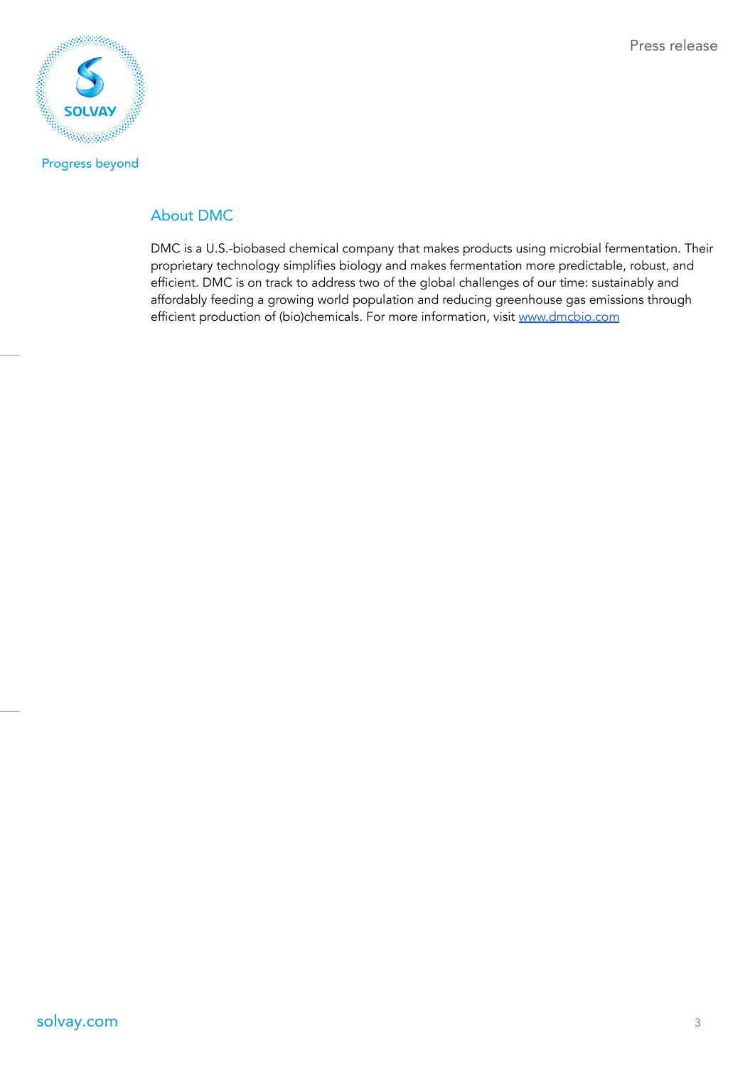## About DMC

DMC is a U.S.-biobased chemical company that makes products using microbial fermentation. Their proprietary technology simplifies biology and makes fermentation more predictable, robust, and efficient. DMC is on track to address two of the global challenges of our time: sustainably and affordably feeding a growing world population and reducing greenhouse gas emissions through efficient production of (bio)chemicals. For more information, visit [www.dmcbio.com](http://www.dmcbio.com)